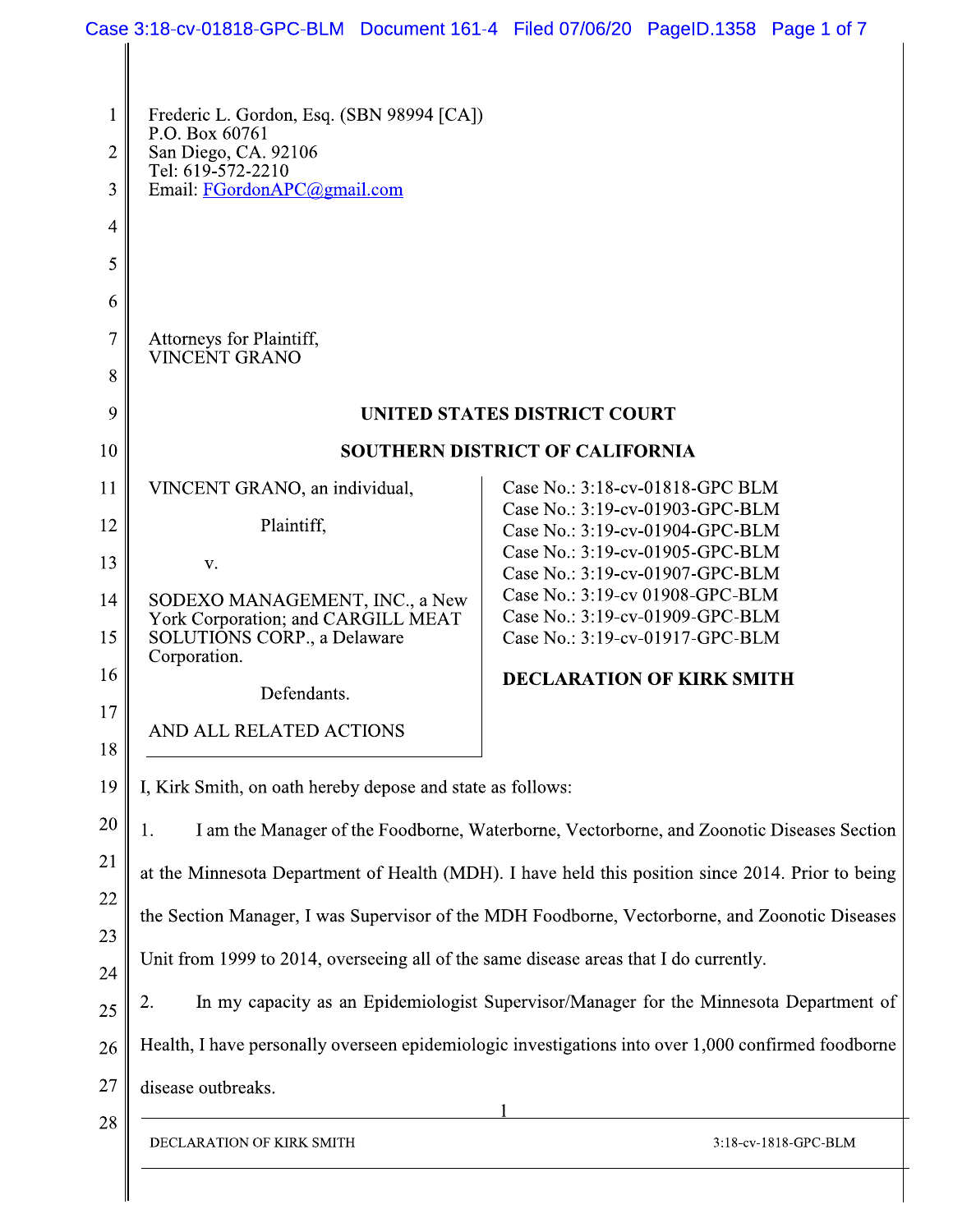Frederic L. Gordon, Esq. (SBN 98994 [CA])
P.O. Box 60761
San Diego, CA. 92106
Tel: 619-572-2210
Email: FGordonAPC@gmail.com

Attorneys for Plaintiff,
VINCENT GRANO

**UNITED STATES DISTRICT COURT**

**SOUTHERN DISTRICT OF CALIFORNIA**

VINCENT GRANO, an individual,

Plaintiff,

v.

SODEXO MANAGEMENT, INC., a New York Corporation; and CARGILL MEAT SOLUTIONS CORP., a Delaware Corporation.

Defendants.

AND ALL RELATED ACTIONS

Case No.: 3:18-cv-01818-GPC BLM
Case No.: 3:19-cv-01903-GPC-BLM
Case No.: 3:19-cv-01904-GPC-BLM
Case No.: 3:19-cv-01905-GPC-BLM
Case No.: 3:19-cv-01907-GPC-BLM
Case No.: 3:19-cv 01908-GPC-BLM
Case No.: 3:19-cv-01909-GPC-BLM
Case No.: 3:19-cv-01917-GPC-BLM

**DECLARATION OF KIRK SMITH**

I, Kirk Smith, on oath hereby depose and state as follows:

1. I am the Manager of the Foodborne, Waterborne, Vectorborne, and Zoonotic Diseases Section at the Minnesota Department of Health (MDH). I have held this position since 2014. Prior to being the Section Manager, I was Supervisor of the MDH Foodborne, Vectorborne, and Zoonotic Diseases Unit from 1999 to 2014, overseeing all of the same disease areas that I do currently.

2. In my capacity as an Epidemiologist Supervisor/Manager for the Minnesota Department of Health, I have personally overseen epidemiologic investigations into over 1,000 confirmed foodborne disease outbreaks.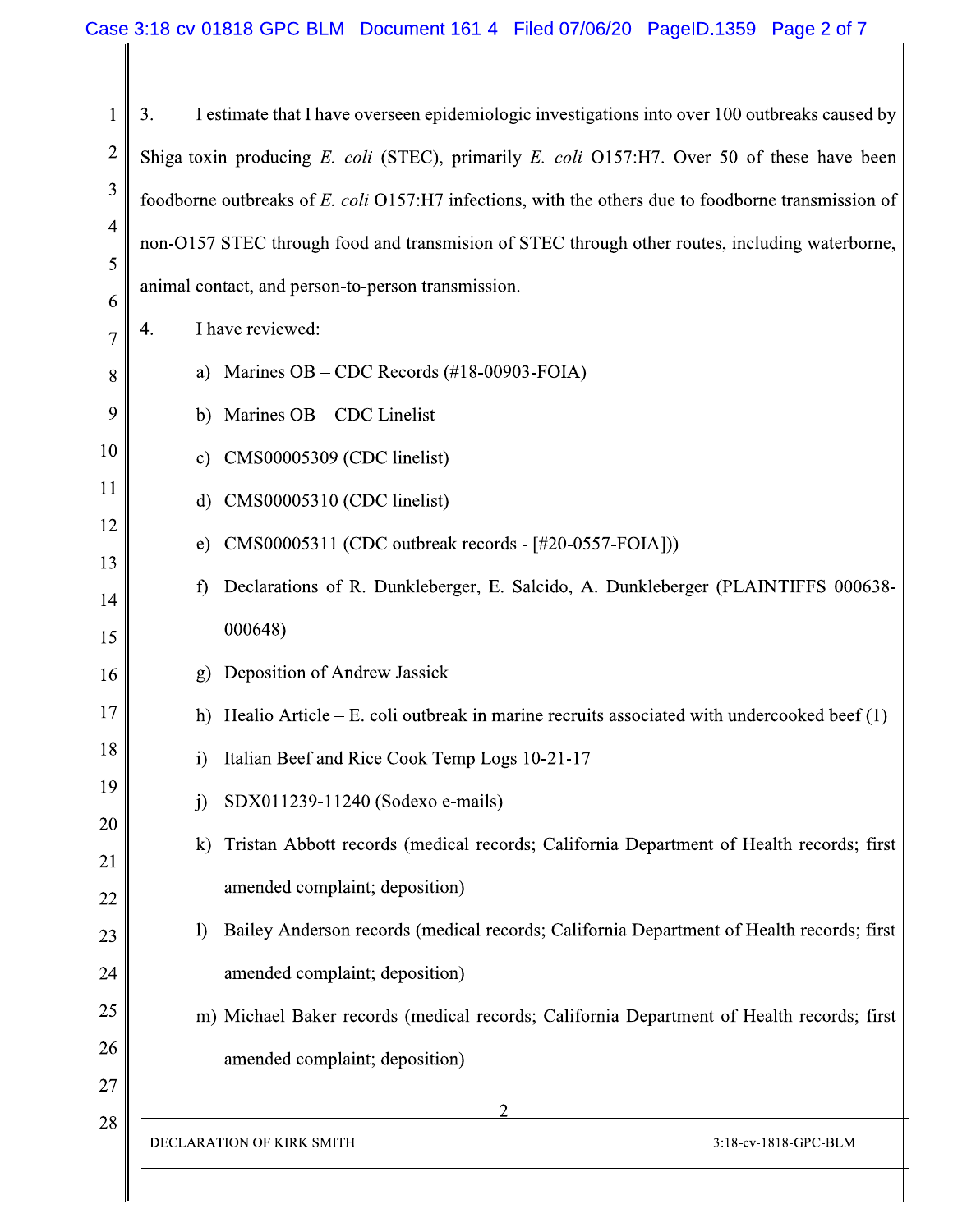3. I estimate that I have overseen epidemiologic investigations into over 100 outbreaks caused by Shiga-toxin producing *E. coli* (STEC), primarily *E. coli* O157:H7. Over 50 of these have been foodborne outbreaks of *E. coli* O157:H7 infections, with the others due to foodborne transmission of non-O157 STEC through food and transmision of STEC through other routes, including waterborne, animal contact, and person-to-person transmission.

4. I have reviewed:

   a) Marines OB – CDC Records (#18-00903-FOIA)

   b) Marines OB – CDC Linelist

   c) CMS00005309 (CDC linelist)

   d) CMS00005310 (CDC linelist)

   e) CMS00005311 (CDC outbreak records - [#20-0557-FOIA]))

   f) Declarations of R. Dunkleberger, E. Salcido, A. Dunkleberger (PLAINTIFFS 000638-000648)

   g) Deposition of Andrew Jassick

   h) Healio Article – E. coli outbreak in marine recruits associated with undercooked beef (1)

   i) Italian Beef and Rice Cook Temp Logs 10-21-17

   j) SDX011239-11240 (Sodexo e-mails)

   k) Tristan Abbott records (medical records; California Department of Health records; first amended complaint; deposition)

   l) Bailey Anderson records (medical records; California Department of Health records; first amended complaint; deposition)

   m) Michael Baker records (medical records; California Department of Health records; first amended complaint; deposition)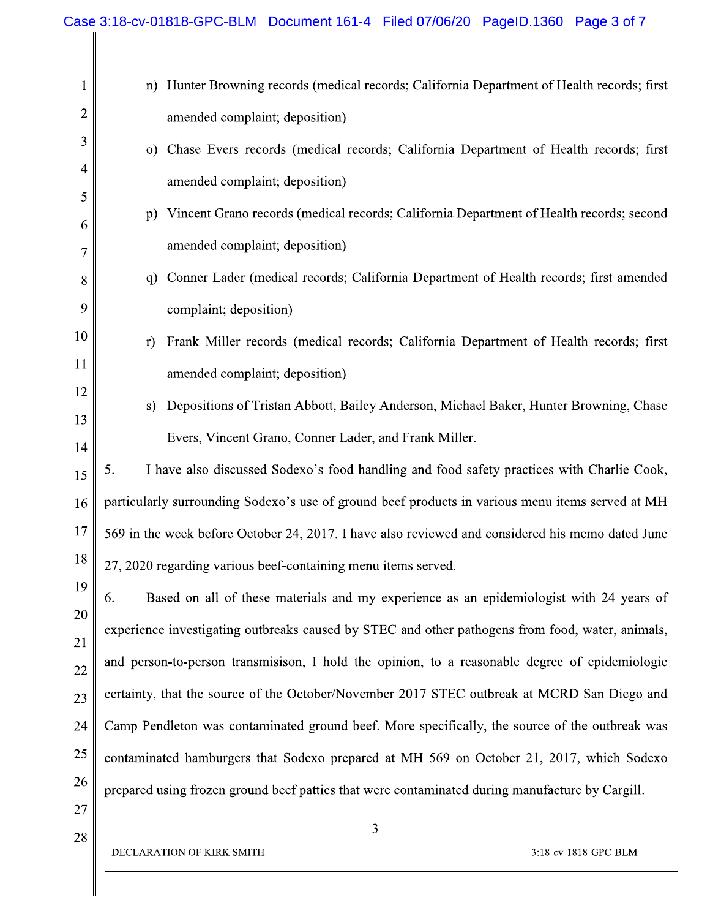n) Hunter Browning records (medical records; California Department of Health records; first amended complaint; deposition)

o) Chase Evers records (medical records; California Department of Health records; first amended complaint; deposition)

p) Vincent Grano records (medical records; California Department of Health records; second amended complaint; deposition)

q) Conner Lader (medical records; California Department of Health records; first amended complaint; deposition)

r) Frank Miller records (medical records; California Department of Health records; first amended complaint; deposition)

s) Depositions of Tristan Abbott, Bailey Anderson, Michael Baker, Hunter Browning, Chase Evers, Vincent Grano, Conner Lader, and Frank Miller.

5. I have also discussed Sodexo's food handling and food safety practices with Charlie Cook, particularly surrounding Sodexo's use of ground beef products in various menu items served at MH 569 in the week before October 24, 2017. I have also reviewed and considered his memo dated June 27, 2020 regarding various beef-containing menu items served.

6. Based on all of these materials and my experience as an epidemiologist with 24 years of experience investigating outbreaks caused by STEC and other pathogens from food, water, animals, and person-to-person transmisison, I hold the opinion, to a reasonable degree of epidemiologic certainty, that the source of the October/November 2017 STEC outbreak at MCRD San Diego and Camp Pendleton was contaminated ground beef. More specifically, the source of the outbreak was contaminated hamburgers that Sodexo prepared at MH 569 on October 21, 2017, which Sodexo prepared using frozen ground beef patties that were contaminated during manufacture by Cargill.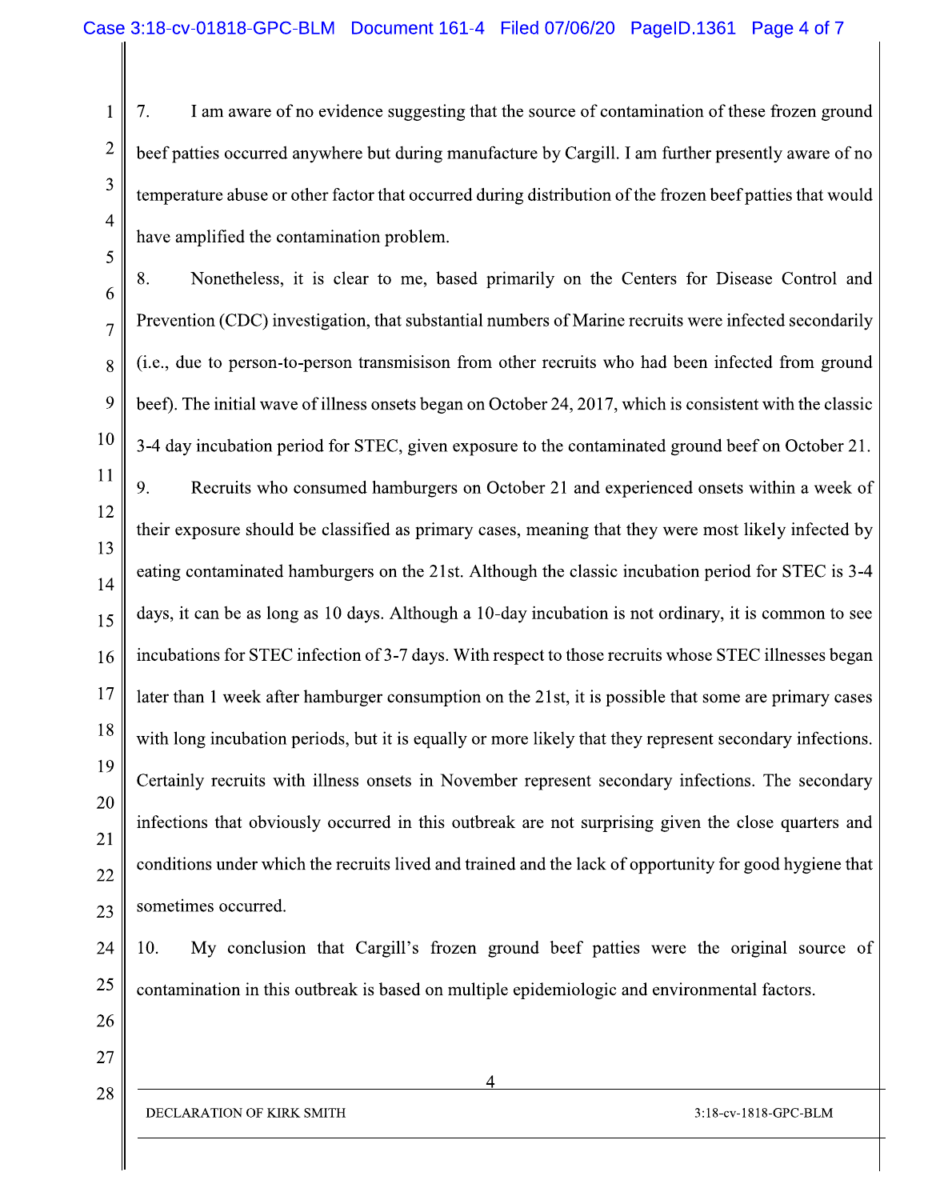7. I am aware of no evidence suggesting that the source of contamination of these frozen ground beef patties occurred anywhere but during manufacture by Cargill. I am further presently aware of no temperature abuse or other factor that occurred during distribution of the frozen beef patties that would have amplified the contamination problem.

8. Nonetheless, it is clear to me, based primarily on the Centers for Disease Control and Prevention (CDC) investigation, that substantial numbers of Marine recruits were infected secondarily (i.e., due to person-to-person transmisison from other recruits who had been infected from ground beef). The initial wave of illness onsets began on October 24, 2017, which is consistent with the classic 3-4 day incubation period for STEC, given exposure to the contaminated ground beef on October 21.

9. Recruits who consumed hamburgers on October 21 and experienced onsets within a week of their exposure should be classified as primary cases, meaning that they were most likely infected by eating contaminated hamburgers on the 21st. Although the classic incubation period for STEC is 3-4 days, it can be as long as 10 days. Although a 10-day incubation is not ordinary, it is common to see incubations for STEC infection of 3-7 days. With respect to those recruits whose STEC illnesses began later than 1 week after hamburger consumption on the 21st, it is possible that some are primary cases with long incubation periods, but it is equally or more likely that they represent secondary infections. Certainly recruits with illness onsets in November represent secondary infections. The secondary infections that obviously occurred in this outbreak are not surprising given the close quarters and conditions under which the recruits lived and trained and the lack of opportunity for good hygiene that sometimes occurred.

10. My conclusion that Cargill's frozen ground beef patties were the original source of contamination in this outbreak is based on multiple epidemiologic and environmental factors.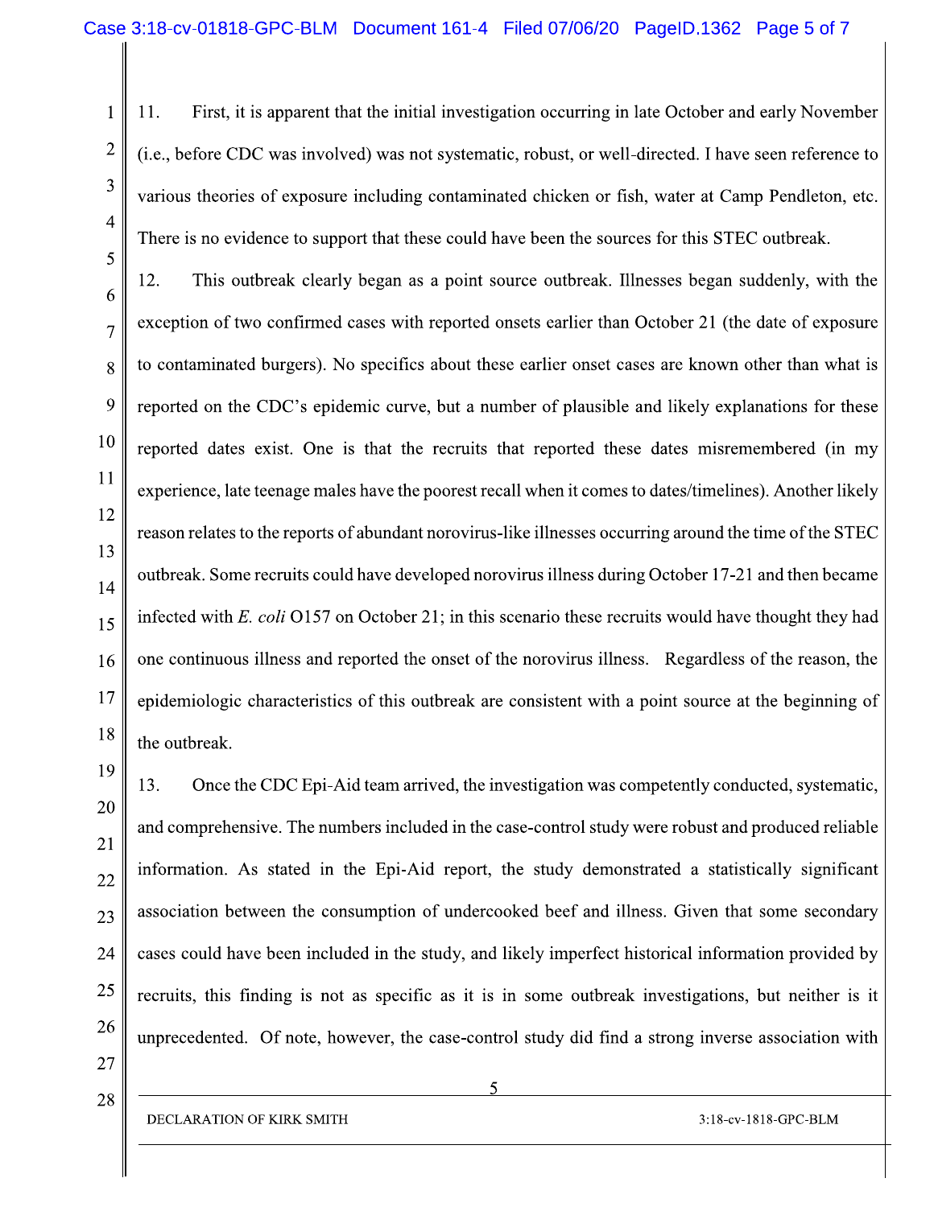11. First, it is apparent that the initial investigation occurring in late October and early November (i.e., before CDC was involved) was not systematic, robust, or well-directed. I have seen reference to various theories of exposure including contaminated chicken or fish, water at Camp Pendleton, etc. There is no evidence to support that these could have been the sources for this STEC outbreak.

12. This outbreak clearly began as a point source outbreak. Illnesses began suddenly, with the exception of two confirmed cases with reported onsets earlier than October 21 (the date of exposure to contaminated burgers). No specifics about these earlier onset cases are known other than what is reported on the CDC's epidemic curve, but a number of plausible and likely explanations for these reported dates exist. One is that the recruits that reported these dates misremembered (in my experience, late teenage males have the poorest recall when it comes to dates/timelines). Another likely reason relates to the reports of abundant norovirus-like illnesses occurring around the time of the STEC outbreak. Some recruits could have developed norovirus illness during October 17-21 and then became infected with *E. coli* O157 on October 21; in this scenario these recruits would have thought they had one continuous illness and reported the onset of the norovirus illness. Regardless of the reason, the epidemiologic characteristics of this outbreak are consistent with a point source at the beginning of the outbreak.

13. Once the CDC Epi-Aid team arrived, the investigation was competently conducted, systematic, and comprehensive. The numbers included in the case-control study were robust and produced reliable information. As stated in the Epi-Aid report, the study demonstrated a statistically significant association between the consumption of undercooked beef and illness. Given that some secondary cases could have been included in the study, and likely imperfect historical information provided by recruits, this finding is not as specific as it is in some outbreak investigations, but neither is it unprecedented. Of note, however, the case-control study did find a strong inverse association with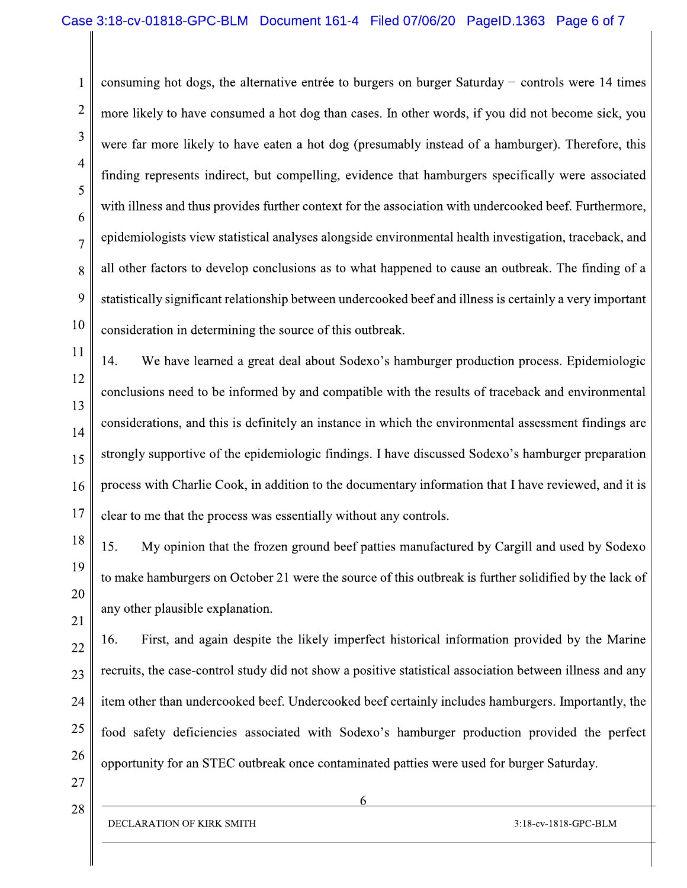consuming hot dogs, the alternative entrée to burgers on burger Saturday − controls were 14 times more likely to have consumed a hot dog than cases. In other words, if you did not become sick, you were far more likely to have eaten a hot dog (presumably instead of a hamburger). Therefore, this finding represents indirect, but compelling, evidence that hamburgers specifically were associated with illness and thus provides further context for the association with undercooked beef. Furthermore, epidemiologists view statistical analyses alongside environmental health investigation, traceback, and all other factors to develop conclusions as to what happened to cause an outbreak. The finding of a statistically significant relationship between undercooked beef and illness is certainly a very important consideration in determining the source of this outbreak.

14. We have learned a great deal about Sodexo's hamburger production process. Epidemiologic conclusions need to be informed by and compatible with the results of traceback and environmental considerations, and this is definitely an instance in which the environmental assessment findings are strongly supportive of the epidemiologic findings. I have discussed Sodexo's hamburger preparation process with Charlie Cook, in addition to the documentary information that I have reviewed, and it is clear to me that the process was essentially without any controls.

15. My opinion that the frozen ground beef patties manufactured by Cargill and used by Sodexo to make hamburgers on October 21 were the source of this outbreak is further solidified by the lack of any other plausible explanation.

16. First, and again despite the likely imperfect historical information provided by the Marine recruits, the case-control study did not show a positive statistical association between illness and any item other than undercooked beef. Undercooked beef certainly includes hamburgers. Importantly, the food safety deficiencies associated with Sodexo's hamburger production provided the perfect opportunity for an STEC outbreak once contaminated patties were used for burger Saturday.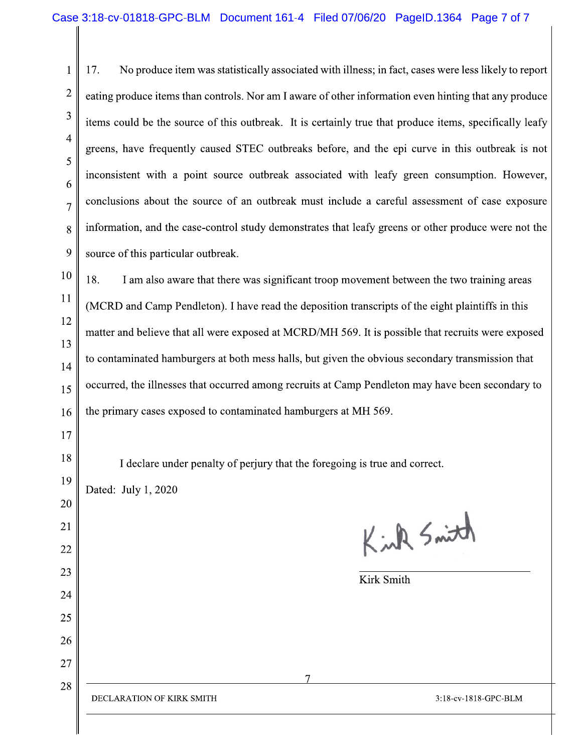17. No produce item was statistically associated with illness; in fact, cases were less likely to report eating produce items than controls. Nor am I aware of other information even hinting that any produce items could be the source of this outbreak. It is certainly true that produce items, specifically leafy greens, have frequently caused STEC outbreaks before, and the epi curve in this outbreak is not inconsistent with a point source outbreak associated with leafy green consumption. However, conclusions about the source of an outbreak must include a careful assessment of case exposure information, and the case-control study demonstrates that leafy greens or other produce were not the source of this particular outbreak.

18. I am also aware that there was significant troop movement between the two training areas (MCRD and Camp Pendleton). I have read the deposition transcripts of the eight plaintiffs in this matter and believe that all were exposed at MCRD/MH 569. It is possible that recruits were exposed to contaminated hamburgers at both mess halls, but given the obvious secondary transmission that occurred, the illnesses that occurred among recruits at Camp Pendleton may have been secondary to the primary cases exposed to contaminated hamburgers at MH 569.

I declare under penalty of perjury that the foregoing is true and correct.

Dated: July 1, 2020

Kirk Smith

Kirk Smith

DECLARATION OF KIRK SMITH 3:18-cv-1818-GPC-BLM